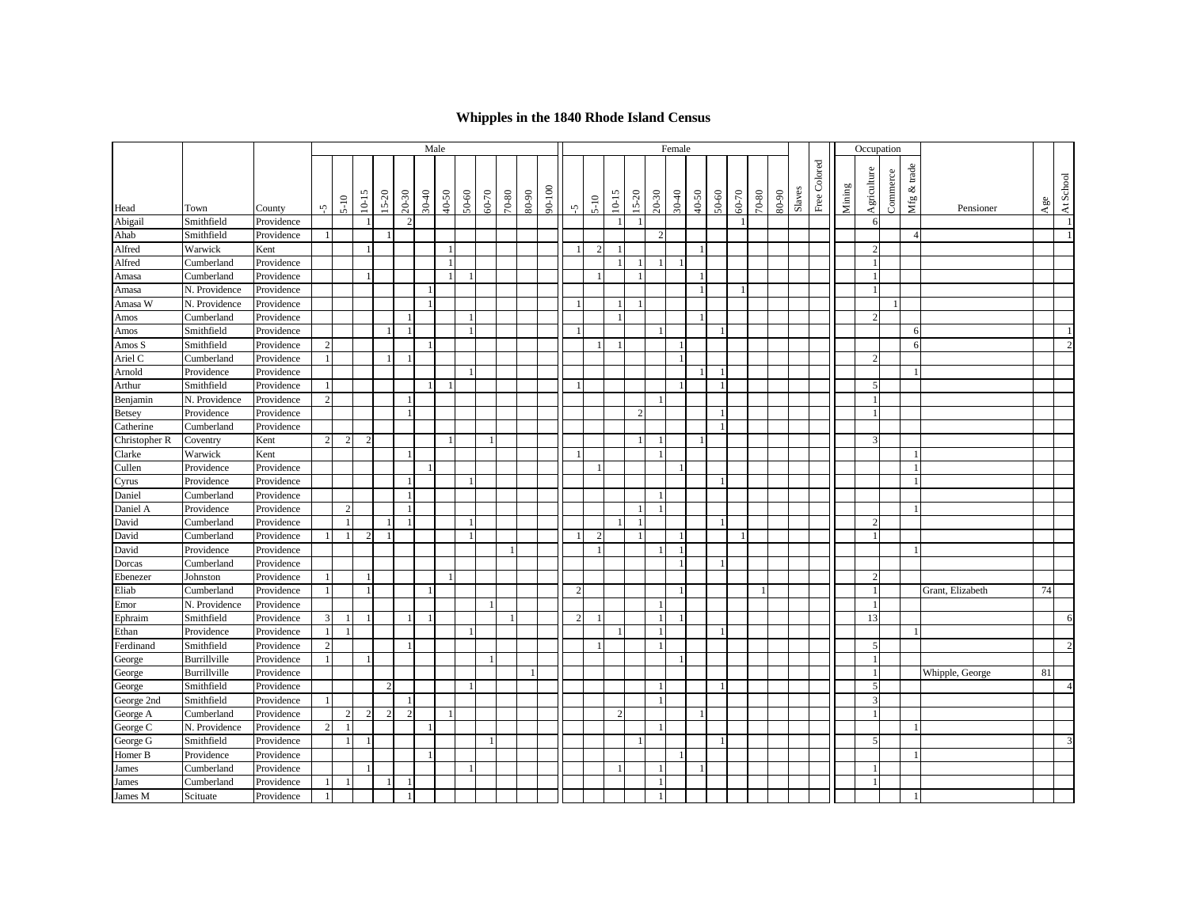# Whipples in the 1840 Rhode Island Census

| | | | Male | | | | | | | | | | | | Female | | | | | | | | | | | | | Occupation | | | | | |
|---|---|---|---|---|---|---|---|---|---|---|---|---|---|---|---|---|---|---|---|---|---|---|---|---|---|---|---|---|---|---|---|---|---|
| Head | Town | County | -5 | 5-10 | 10-15 | 15-20 | 20-30 | 30-40 | 40-50 | 50-60 | 60-70 | 70-80 | 80-90 | 90-100 | -5 | 5-10 | 10-15 | 15-20 | 20-30 | 30-40 | 40-50 | 50-60 | 60-70 | 70-80 | 80-90 | Slaves | Free Colored | Mining | Agriculture | Commerce | Mfg & trade | Pensioner | Age | At School |
| Abigail | Smithfield | Providence | | | 1 | | 2 | | | | | | | | | | 1 | 1 | | | | | 1 | | | | | | 6 | | | | | 1 |
| Ahab | Smithfield | Providence | 1 | | | 1 | | | | | | | | | | | | | 2 | | | | | | | | | | | | 4 | | | 1 |
| Alfred | Warwick | Kent | | | 1 | | | | 1 | | | | | | 1 | 2 | 1 | | | | 1 | | | | | | | | 2 | | | | | |
| Alfred | Cumberland | Providence | | | | | | | 1 | | | | | | | | 1 | 1 | 1 | 1 | | | | | | | | | 1 | | | | | |
| Amasa | Cumberland | Providence | | | 1 | | | | 1 | 1 | | | | | | 1 | | 1 | | | 1 | | | | | | | | 1 | | | | | |
| Amasa | N. Providence | Providence | | | | | | 1 | | | | | | | | | | | | | 1 | | 1 | | | | | | 1 | | | | | |
| Amasa W | N. Providence | Providence | | | | | | 1 | | | | | | | 1 | | 1 | 1 | | | | | | | | | | | | 1 | | | | |
| Amos | Cumberland | Providence | | | | | 1 | | | 1 | | | | | | | 1 | | | | 1 | | | | | | | | 2 | | | | | |
| Amos | Smithfield | Providence | | | | 1 | 1 | | | 1 | | | | | 1 | | | | 1 | | | 1 | | | | | | | | | 6 | | | 1 |
| Amos S | Smithfield | Providence | 2 | | | | | 1 | | | | | | | | 1 | 1 | | | 1 | | | | | | | | | | | 6 | | | 2 |
| Ariel C | Cumberland | Providence | 1 | | | 1 | 1 | | | | | | | | | | | | | 1 | | | | | | | | | 2 | | | | | |
| Arnold | Providence | Providence | | | | | | | | 1 | | | | | | | | | | | 1 | 1 | | | | | | | | | 1 | | | |
| Arthur | Smithfield | Providence | 1 | | | | | 1 | 1 | | | | | | 1 | | | | | 1 | | 1 | | | | | | | 5 | | | | | |
| Benjamin | N. Providence | Providence | 2 | | | | 1 | | | | | | | | | | | | 1 | | | | | | | | | | 1 | | | | | |
| Betsey | Providence | Providence | | | | | 1 | | | | | | | | | | | 2 | | | | 1 | | | | | | | 1 | | | | | |
| Catherine | Cumberland | Providence | | | | | | | | | | | | | | | | | | | | 1 | | | | | | | | | | | | |
| Christopher R | Coventry | Kent | 2 | 2 | 2 | | | | 1 | | 1 | | | | | | | 1 | 1 | | 1 | | | | | | | | 3 | | | | | |
| Clarke | Warwick | Kent | | | | | 1 | | | | | | | | 1 | | | | 1 | | | | | | | | | | | | 1 | | | |
| Cullen | Providence | Providence | | | | | | 1 | | | | | | | | 1 | | | | 1 | | | | | | | | | | | 1 | | | |
| Cyrus | Providence | Providence | | | | | 1 | | | 1 | | | | | | | | | | | | 1 | | | | | | | | | 1 | | | |
| Daniel | Cumberland | Providence | | | | | 1 | | | | | | | | | | | | 1 | | | | | | | | | | | | | | | |
| Daniel A | Providence | Providence | | 2 | | | 1 | | | | | | | | | | | 1 | 1 | | | | | | | | | | | | 1 | | | |
| David | Cumberland | Providence | | 1 | | 1 | 1 | | | 1 | | | | | | | 1 | 1 | | | | 1 | | | | | | | 2 | | | | | |
| David | Cumberland | Providence | 1 | 1 | 2 | 1 | | | | 1 | | | | | 1 | 2 | | 1 | | 1 | | | 1 | | | | | | 1 | | | | | |
| David | Providence | Providence | | | | | | | | | | 1 | | | | 1 | | | 1 | 1 | | | | | | | | | | | 1 | | | |
| Dorcas | Cumberland | Providence | | | | | | | | | | | | | | | | | | 1 | | 1 | | | | | | | | | | | | |
| Ebenezer | Johnston | Providence | 1 | | 1 | | | | 1 | | | | | | | | | | | | | | | | | | | | 2 | | | | | |
| Eliab | Cumberland | Providence | 1 | | 1 | | | 1 | | | | | | | 2 | | | | | 1 | | | | 1 | | | | | 1 | | | Grant, Elizabeth | 74 | |
| Emor | N. Providence | Providence | | | | | | | | | 1 | | | | | | | | 1 | | | | | | | | | | 1 | | | | | |
| Ephraim | Smithfield | Providence | 3 | 1 | 1 | | 1 | 1 | | | | 1 | | | 2 | 1 | | | 1 | 1 | | | | | | | | | 13 | | | | | 6 |
| Ethan | Providence | Providence | 1 | 1 | | | | | | 1 | | | | | | | 1 | | 1 | | | 1 | | | | | | | | | 1 | | | |
| Ferdinand | Smithfield | Providence | 2 | | | | 1 | | | | | | | | | 1 | | | 1 | | | | | | | | | | 5 | | | | | 2 |
| George | Burrillville | Providence | 1 | | 1 | | | | | | 1 | | | | | | | | | 1 | | | | | | | | | 1 | | | | | |
| George | Burrillville | Providence | | | | | | | | | | | 1 | | | | | | | | | | | | | | | | 1 | | | Whipple, George | 81 | |
| George | Smithfield | Providence | | | | 2 | | | | 1 | | | | | | | | | 1 | | | 1 | | | | | | | 5 | | | | | 4 |
| George 2nd | Smithfield | Providence | 1 | | | | 1 | | | | | | | | | | | | 1 | | | | | | | | | | 3 | | | | | |
| George A | Cumberland | Providence | | 2 | 2 | 2 | 2 | | 1 | | | | | | | | 2 | | | | 1 | | | | | | | | 1 | | | | | |
| George C | N. Providence | Providence | 2 | 1 | | | | 1 | | | | | | | | | | | 1 | | | | | | | | | | | | 1 | | | |
| George G | Smithfield | Providence | | 1 | 1 | | | | | | 1 | | | | | | | 1 | | | | 1 | | | | | | | 5 | | | | | 3 |
| Homer B | Providence | Providence | | | | | | 1 | | | | | | | | | | | | 1 | | | | | | | | | | | 1 | | | |
| James | Cumberland | Providence | | | 1 | | | | | 1 | | | | | | | 1 | | 1 | | 1 | | | | | | | | 1 | | | | | |
| James | Cumberland | Providence | 1 | 1 | | 1 | 1 | | | | | | | | | | | | 1 | | | | | | | | | | 1 | | | | | |
| James M | Scituate | Providence | 1 | | | | 1 | | | | | | | | | | | | 1 | | | | | | | | | | | | 1 | | | |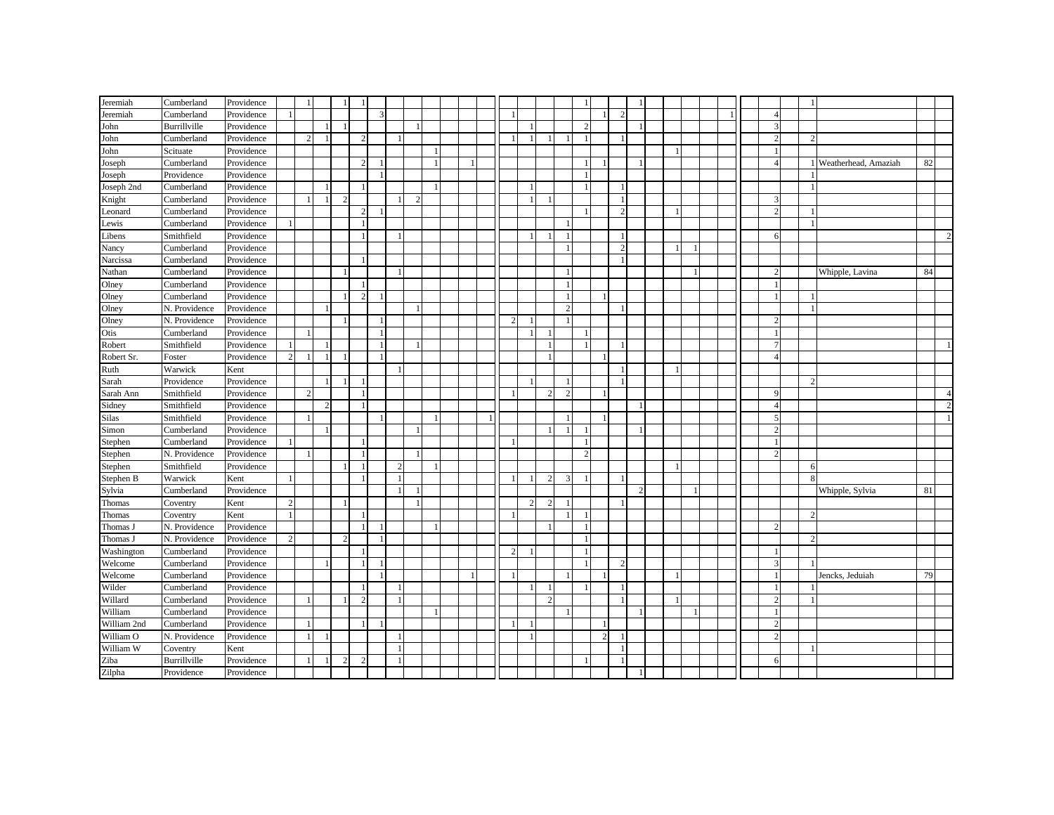| | | | | | | | | | | | | | | | | | | | | | | | | | | | | | | | | | | |
|---|---|---|---|---|---|---|---|---|---|---|---|---|---|---|---|---|---|---|---|---|---|---|---|---|---|---|---|---|---|---|---|---|---|---|
| Jeremiah | Cumberland | Providence | | 1 | | 1 | 1 | | | | | | | | | | | | 1 | | | 1 | | | | | | | | 1 | | | |
| Jeremiah | Cumberland | Providence | 1 | | | | | 3 | | | | | | | 1 | | | | | 1 | 2 | | | | | | 1 | | 4 | | | | | |
| John | Burrillville | Providence | | | 1 | 1 | | | | 1 | | | | | | 1 | | | 2 | | | 1 | | | | | | | 3 | | | | | |
| John | Cumberland | Providence | | 2 | 1 | | 2 | | 1 | | | | | | 1 | 1 | 1 | 1 | 1 | | 1 | | | | | | | | 2 | | 2 | | | |
| John | Scituate | Providence | | | | | | | | | 1 | | | | | | | | | | | | | 1 | | | | | 1 | | | | | |
| Joseph | Cumberland | Providence | | | | | 2 | 1 | | | 1 | | 1 | | | | | | 1 | 1 | | 1 | | | | | | | 4 | | 1 | Weatherhead, Amaziah | 82 | |
| Joseph | Providence | Providence | | | | | | 1 | | | | | | | | | | | 1 | | | | | | | | | | | | 1 | | | |
| Joseph 2nd | Cumberland | Providence | | | 1 | | 1 | | | | 1 | | | | | 1 | | | 1 | | 1 | | | | | | | | | | 1 | | | |
| Knight | Cumberland | Providence | | 1 | 1 | 2 | | | 1 | 2 | | | | | | 1 | 1 | | | | 1 | | | | | | | | 3 | | | | | |
| Leonard | Cumberland | Providence | | | | | 2 | 1 | | | | | | | | | | | 1 | | 2 | | | 1 | | | | | 2 | | 1 | | | |
| Lewis | Cumberland | Providence | 1 | | | | 1 | | | | | | | | | | | 1 | | | | | | | | | | | | | 1 | | | |
| Libens | Smithfield | Providence | | | | | 1 | | 1 | | | | | | | 1 | 1 | 1 | | | 1 | | | | | | | | 6 | | | | | 2 |
| Nancy | Cumberland | Providence | | | | | | | | | | | | | | | | 1 | | | 2 | | | 1 | 1 | | | | | | | | | |
| Narcissa | Cumberland | Providence | | | | | 1 | | | | | | | | | | | | | | 1 | | | | | | | | | | | | | |
| Nathan | Cumberland | Providence | | | | 1 | | | 1 | | | | | | | | | 1 | | | | | | | 1 | | | | 2 | | | Whipple, Lavina | 84 | |
| Olney | Cumberland | Providence | | | | | 1 | | | | | | | | | | | 1 | | | | | | | | | | | 1 | | | | | |
| Olney | Cumberland | Providence | | | | 1 | 2 | 1 | | | | | | | | | | 1 | | 1 | | | | | | | | | 1 | | 1 | | | |
| Olney | N. Providence | Providence | | | 1 | | | | | 1 | | | | | | | | 2 | | | 1 | | | | | | | | | | 1 | | | |
| Olney | N. Providence | Providence | | | | 1 | | 1 | | | | | | | 2 | 1 | | 1 | | | | | | | | | | | 2 | | | | | |
| Otis | Cumberland | Providence | | 1 | | | | 1 | | | | | | | | 1 | 1 | | 1 | | | | | | | | | | 1 | | | | | |
| Robert | Smithfield | Providence | 1 | | 1 | | | 1 | | 1 | | | | | | | 1 | | 1 | | 1 | | | | | | | | 7 | | | | | 1 |
| Robert Sr. | Foster | Providence | 2 | 1 | 1 | 1 | | 1 | | | | | | | | | 1 | | | 1 | | | | | | | | | 4 | | | | | |
| Ruth | Warwick | Kent | | | | | | | 1 | | | | | | | | | | | | 1 | | | 1 | | | | | | | | | | |
| Sarah | Providence | Providence | | | 1 | 1 | 1 | | | | | | | | | 1 | | 1 | | | 1 | | | | | | | | | | 2 | | | |
| Sarah Ann | Smithfield | Providence | | 2 | | | 1 | | | | | | | | 1 | | 2 | 2 | | 1 | | | | | | | | | 9 | | | | | 4 |
| Sidney | Smithfield | Providence | | | 2 | | 1 | | | | | | | | | | | | | | | 1 | | | | | | | 4 | | | | | 2 |
| Silas | Smithfield | Providence | | 1 | | | | 1 | | | 1 | | | 1 | | | | 1 | | 1 | | | | | | | | | 5 | | | | | 1 |
| Simon | Cumberland | Providence | | | 1 | | | | | 1 | | | | | | | 1 | 1 | 1 | | | 1 | | | | | | | 2 | | | | | |
| Stephen | Cumberland | Providence | 1 | | | | 1 | | | | | | | | 1 | | | | 1 | | | | | | | | | | 1 | | | | | |
| Stephen | N. Providence | Providence | | 1 | | | 1 | | | 1 | | | | | | | | | 2 | | | | | | | | | | 2 | | | | | |
| Stephen | Smithfield | Providence | | | | 1 | 1 | | 2 | | 1 | | | | | | | | | | | | | 1 | | | | | | | 6 | | | |
| Stephen B | Warwick | Kent | 1 | | | | 1 | | 1 | | | | | | 1 | 1 | 2 | 3 | 1 | | 1 | | | | | | | | | | 8 | | | |
| Sylvia | Cumberland | Providence | | | | | | | 1 | 1 | | | | | | | | | | | | 2 | | | 1 | | | | | | | Whipple, Sylvia | 81 | |
| Thomas | Coventry | Kent | 2 | | | 1 | | | | 1 | | | | | | 2 | 2 | 1 | | | 1 | | | | | | | | | | | | | |
| Thomas | Coventry | Kent | 1 | | | | 1 | | | | | | | | 1 | | | 1 | 1 | | | | | | | | | | | | 2 | | | |
| Thomas J | N. Providence | Providence | | | | | 1 | 1 | | | 1 | | | | | | 1 | | 1 | | | | | | | | | | 2 | | | | | |
| Thomas J | N. Providence | Providence | 2 | | | 2 | | 1 | | | | | | | | | | | 1 | | | | | | | | | | | | 2 | | | |
| Washington | Cumberland | Providence | | | | | 1 | | | | | | | | 2 | 1 | | | 1 | | | | | | | | | | 1 | | | | | |
| Welcome | Cumberland | Providence | | | 1 | | 1 | 1 | | | | | | | | | | | 1 | | 2 | | | | | | | | 3 | | 1 | | | |
| Welcome | Cumberland | Providence | | | | | | 1 | | | | | 1 | | 1 | | | 1 | | 1 | | | | 1 | | | | | 1 | | | Jencks, Jeduiah | 79 | |
| Wilder | Cumberland | Providence | | | | | 1 | | 1 | | | | | | | 1 | 1 | | 1 | | 1 | | | | | | | | 1 | | 1 | | | |
| Willard | Cumberland | Providence | | 1 | | 1 | 2 | | 1 | | | | | | | | 2 | | | | 1 | | | 1 | | | | | 2 | | 1 | | | |
| William | Cumberland | Providence | | | | | | | | | 1 | | | | | | | 1 | | | | 1 | | | 1 | | | | 1 | | | | | |
| William 2nd | Cumberland | Providence | | 1 | | | 1 | 1 | | | | | | | 1 | 1 | | | | 1 | | | | | | | | | 2 | | | | | |
| William O | N. Providence | Providence | | 1 | 1 | | | | 1 | | | | | | | 1 | | | | 2 | 1 | | | | | | | | 2 | | | | | |
| William W | Coventry | Kent | | | | | | | 1 | | | | | | | | | | | | 1 | | | | | | | | | | 1 | | | |
| Ziba | Burrillville | Providence | | 1 | 1 | 2 | 2 | | 1 | | | | | | | | | | 1 | | 1 | | | | | | | | 6 | | | | | |
| Zilpha | Providence | Providence | | | | | | | | | | | | | | | | | | | | 1 | | | | | | | | | | | | |